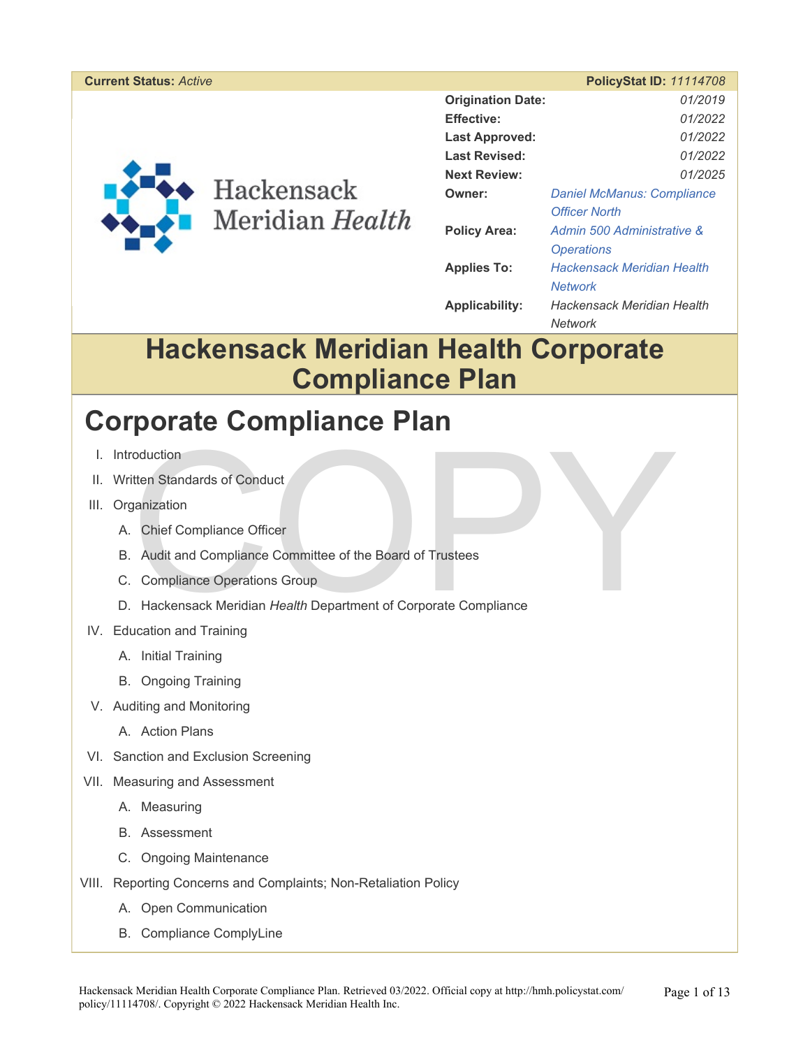**Current Status:** *Active* **PolicyStat ID:** *11114708*

| | |
|---|---|
| **Origination Date:** | *01/2019* |
| **Effective:** | *01/2022* |
| **Last Approved:** | *01/2022* |
| **Last Revised:** | *01/2022* |
| **Next Review:** | *01/2025* |
| **Owner:** | *Daniel McManus: Compliance Officer North* |
| **Policy Area:** | *Admin 500 Administrative & Operations* |
| **Applies To:** | *Hackensack Meridian Health Network* |
| **Applicability:** | *Hackensack Meridian Health Network* |

# Hackensack Meridian Health Corporate Compliance Plan

## Corporate Compliance Plan

I. Introduction

II. Written Standards of Conduct

III. Organization

   A. Chief Compliance Officer

   B. Audit and Compliance Committee of the Board of Trustees

   C. Compliance Operations Group

   D. Hackensack Meridian *Health* Department of Corporate Compliance

IV. Education and Training

   A. Initial Training

   B. Ongoing Training

V. Auditing and Monitoring

   A. Action Plans

VI. Sanction and Exclusion Screening

VII. Measuring and Assessment

   A. Measuring

   B. Assessment

   C. Ongoing Maintenance

VIII. Reporting Concerns and Complaints; Non-Retaliation Policy

   A. Open Communication

   B. Compliance ComplyLine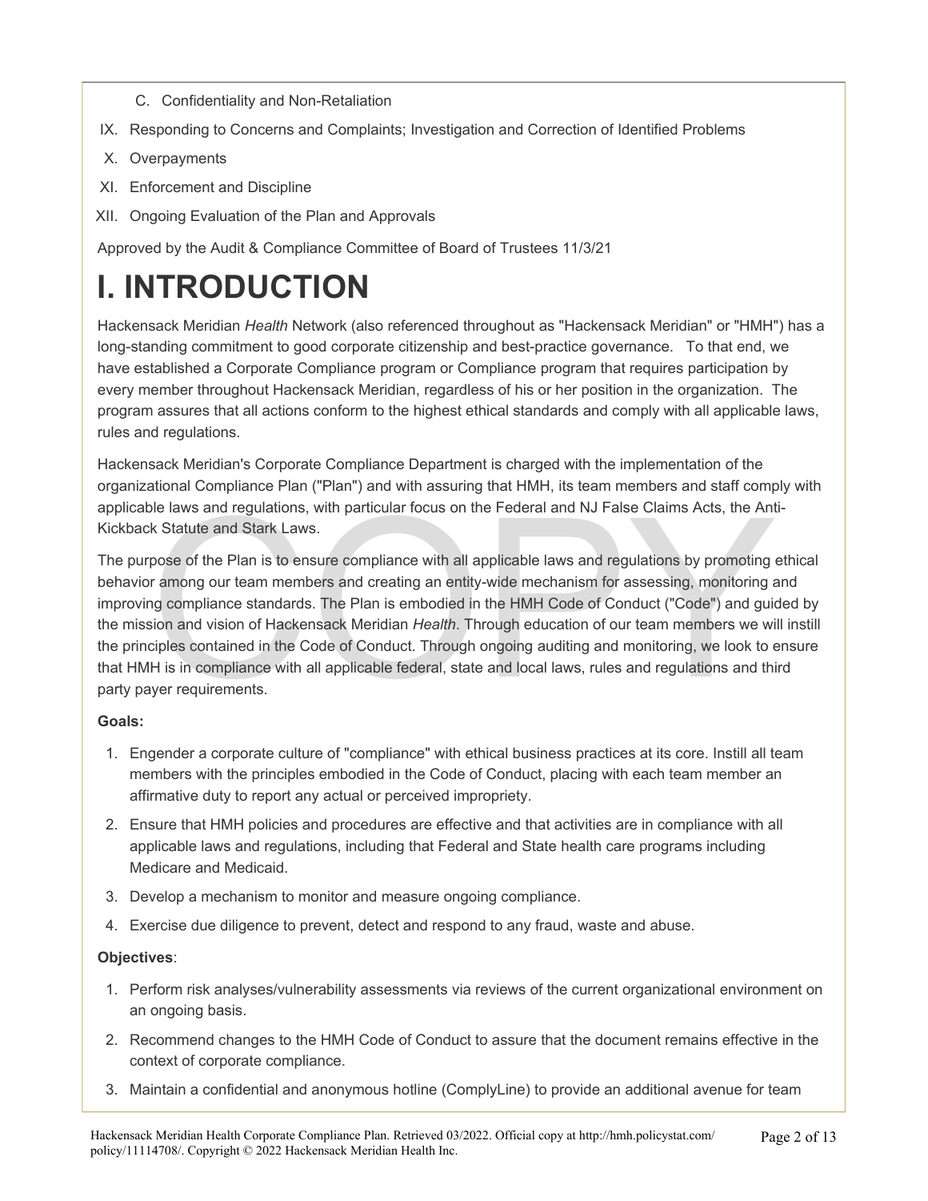C. Confidentiality and Non-Retaliation

IX. Responding to Concerns and Complaints; Investigation and Correction of Identified Problems

X. Overpayments

XI. Enforcement and Discipline

XII. Ongoing Evaluation of the Plan and Approvals

Approved by the Audit & Compliance Committee of Board of Trustees 11/3/21

# I. INTRODUCTION

Hackensack Meridian *Health* Network (also referenced throughout as "Hackensack Meridian" or "HMH") has a long-standing commitment to good corporate citizenship and best-practice governance. To that end, we have established a Corporate Compliance program or Compliance program that requires participation by every member throughout Hackensack Meridian, regardless of his or her position in the organization. The program assures that all actions conform to the highest ethical standards and comply with all applicable laws, rules and regulations.

Hackensack Meridian's Corporate Compliance Department is charged with the implementation of the organizational Compliance Plan ("Plan") and with assuring that HMH, its team members and staff comply with applicable laws and regulations, with particular focus on the Federal and NJ False Claims Acts, the Anti-Kickback Statute and Stark Laws.

The purpose of the Plan is to ensure compliance with all applicable laws and regulations by promoting ethical behavior among our team members and creating an entity-wide mechanism for assessing, monitoring and improving compliance standards. The Plan is embodied in the HMH Code of Conduct ("Code") and guided by the mission and vision of Hackensack Meridian *Health*. Through education of our team members we will instill the principles contained in the Code of Conduct. Through ongoing auditing and monitoring, we look to ensure that HMH is in compliance with all applicable federal, state and local laws, rules and regulations and third party payer requirements.

**Goals:**

1. Engender a corporate culture of "compliance" with ethical business practices at its core. Instill all team members with the principles embodied in the Code of Conduct, placing with each team member an affirmative duty to report any actual or perceived impropriety.
2. Ensure that HMH policies and procedures are effective and that activities are in compliance with all applicable laws and regulations, including that Federal and State health care programs including Medicare and Medicaid.
3. Develop a mechanism to monitor and measure ongoing compliance.
4. Exercise due diligence to prevent, detect and respond to any fraud, waste and abuse.

**Objectives**:

1. Perform risk analyses/vulnerability assessments via reviews of the current organizational environment on an ongoing basis.
2. Recommend changes to the HMH Code of Conduct to assure that the document remains effective in the context of corporate compliance.
3. Maintain a confidential and anonymous hotline (ComplyLine) to provide an additional avenue for team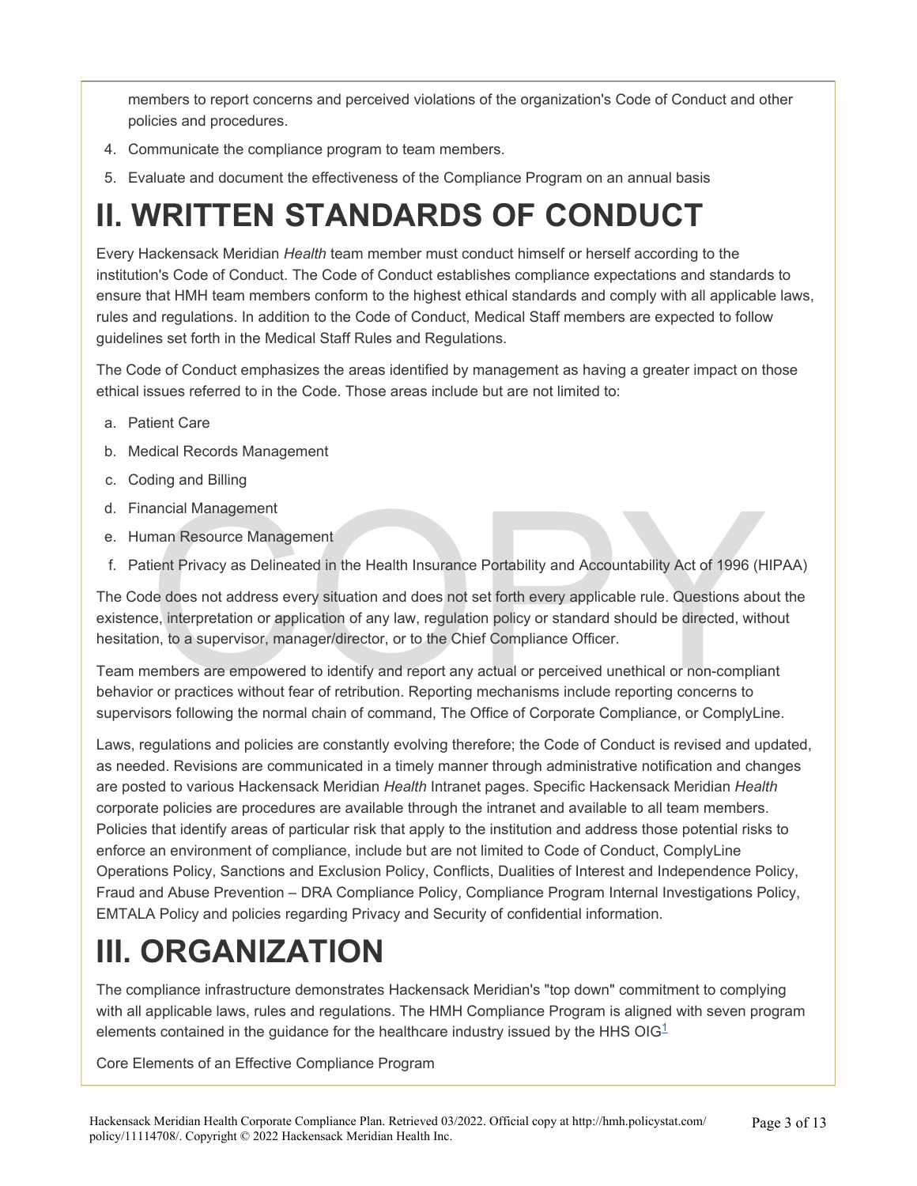members to report concerns and perceived violations of the organization's Code of Conduct and other policies and procedures.

4. Communicate the compliance program to team members.
5. Evaluate and document the effectiveness of the Compliance Program on an annual basis

# II. WRITTEN STANDARDS OF CONDUCT

Every Hackensack Meridian *Health* team member must conduct himself or herself according to the institution's Code of Conduct. The Code of Conduct establishes compliance expectations and standards to ensure that HMH team members conform to the highest ethical standards and comply with all applicable laws, rules and regulations. In addition to the Code of Conduct, Medical Staff members are expected to follow guidelines set forth in the Medical Staff Rules and Regulations.

The Code of Conduct emphasizes the areas identified by management as having a greater impact on those ethical issues referred to in the Code. Those areas include but are not limited to:

a. Patient Care
b. Medical Records Management
c. Coding and Billing
d. Financial Management
e. Human Resource Management
f. Patient Privacy as Delineated in the Health Insurance Portability and Accountability Act of 1996 (HIPAA)

The Code does not address every situation and does not set forth every applicable rule. Questions about the existence, interpretation or application of any law, regulation policy or standard should be directed, without hesitation, to a supervisor, manager/director, or to the Chief Compliance Officer.

Team members are empowered to identify and report any actual or perceived unethical or non-compliant behavior or practices without fear of retribution. Reporting mechanisms include reporting concerns to supervisors following the normal chain of command, The Office of Corporate Compliance, or ComplyLine.

Laws, regulations and policies are constantly evolving therefore; the Code of Conduct is revised and updated, as needed. Revisions are communicated in a timely manner through administrative notification and changes are posted to various Hackensack Meridian *Health* Intranet pages. Specific Hackensack Meridian *Health* corporate policies are procedures are available through the intranet and available to all team members. Policies that identify areas of particular risk that apply to the institution and address those potential risks to enforce an environment of compliance, include but are not limited to Code of Conduct, ComplyLine Operations Policy, Sanctions and Exclusion Policy, Conflicts, Dualities of Interest and Independence Policy, Fraud and Abuse Prevention – DRA Compliance Policy, Compliance Program Internal Investigations Policy, EMTALA Policy and policies regarding Privacy and Security of confidential information.

# III. ORGANIZATION

The compliance infrastructure demonstrates Hackensack Meridian's "top down" commitment to complying with all applicable laws, rules and regulations. The HMH Compliance Program is aligned with seven program elements contained in the guidance for the healthcare industry issued by the HHS OIG[1]

Core Elements of an Effective Compliance Program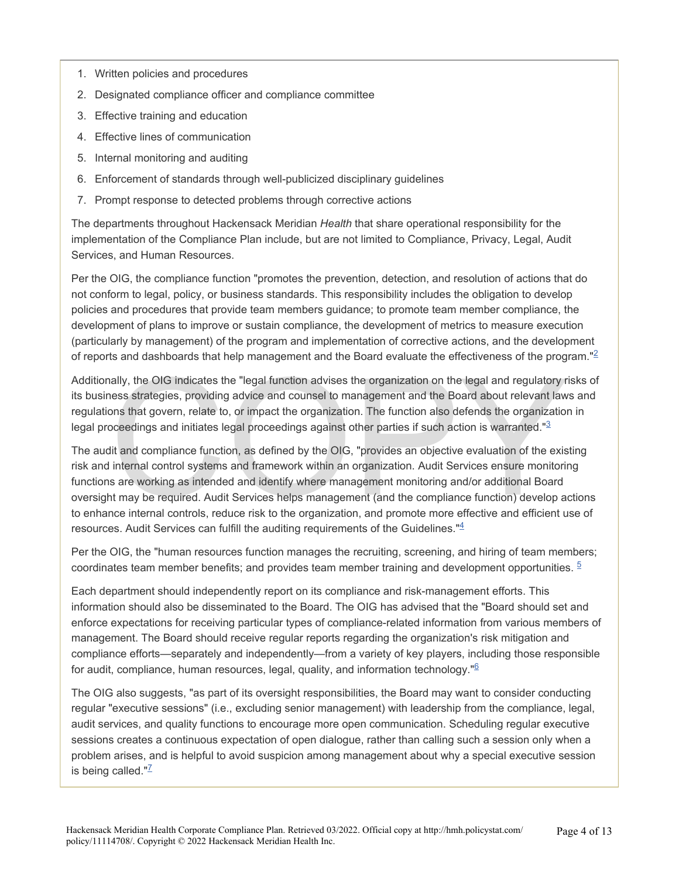1. Written policies and procedures
2. Designated compliance officer and compliance committee
3. Effective training and education
4. Effective lines of communication
5. Internal monitoring and auditing
6. Enforcement of standards through well-publicized disciplinary guidelines
7. Prompt response to detected problems through corrective actions

The departments throughout Hackensack Meridian *Health* that share operational responsibility for the implementation of the Compliance Plan include, but are not limited to Compliance, Privacy, Legal, Audit Services, and Human Resources.

Per the OIG, the compliance function "promotes the prevention, detection, and resolution of actions that do not conform to legal, policy, or business standards. This responsibility includes the obligation to develop policies and procedures that provide team members guidance; to promote team member compliance, the development of plans to improve or sustain compliance, the development of metrics to measure execution (particularly by management) of the program and implementation of corrective actions, and the development of reports and dashboards that help management and the Board evaluate the effectiveness of the program."[2]

Additionally, the OIG indicates the "legal function advises the organization on the legal and regulatory risks of its business strategies, providing advice and counsel to management and the Board about relevant laws and regulations that govern, relate to, or impact the organization. The function also defends the organization in legal proceedings and initiates legal proceedings against other parties if such action is warranted."[3]

The audit and compliance function, as defined by the OIG, "provides an objective evaluation of the existing risk and internal control systems and framework within an organization. Audit Services ensure monitoring functions are working as intended and identify where management monitoring and/or additional Board oversight may be required. Audit Services helps management (and the compliance function) develop actions to enhance internal controls, reduce risk to the organization, and promote more effective and efficient use of resources. Audit Services can fulfill the auditing requirements of the Guidelines."[4]

Per the OIG, the "human resources function manages the recruiting, screening, and hiring of team members; coordinates team member benefits; and provides team member training and development opportunities. [5]

Each department should independently report on its compliance and risk-management efforts. This information should also be disseminated to the Board. The OIG has advised that the "Board should set and enforce expectations for receiving particular types of compliance-related information from various members of management. The Board should receive regular reports regarding the organization's risk mitigation and compliance efforts—separately and independently—from a variety of key players, including those responsible for audit, compliance, human resources, legal, quality, and information technology."[6]

The OIG also suggests, "as part of its oversight responsibilities, the Board may want to consider conducting regular "executive sessions" (i.e., excluding senior management) with leadership from the compliance, legal, audit services, and quality functions to encourage more open communication. Scheduling regular executive sessions creates a continuous expectation of open dialogue, rather than calling such a session only when a problem arises, and is helpful to avoid suspicion among management about why a special executive session is being called."[7]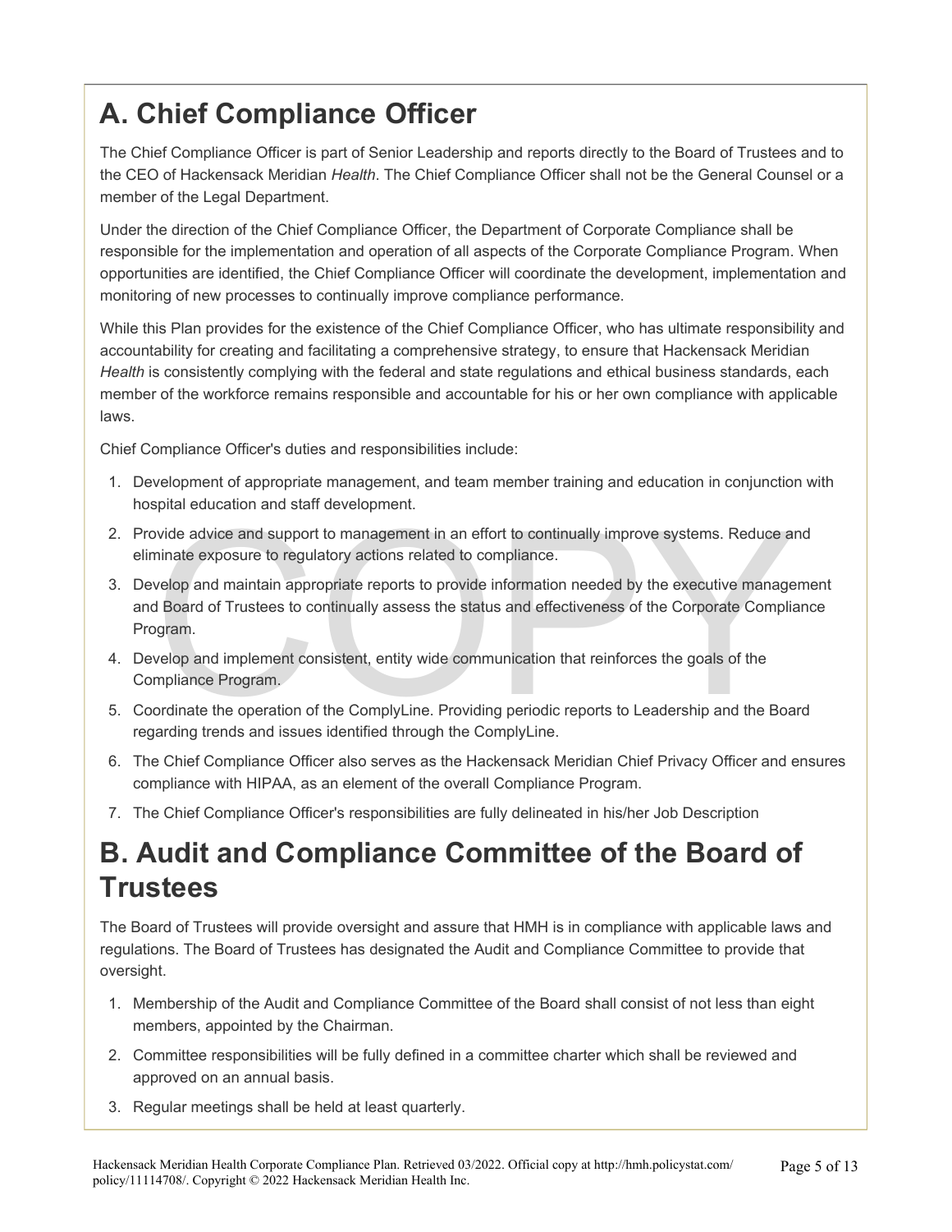## A. Chief Compliance Officer

The Chief Compliance Officer is part of Senior Leadership and reports directly to the Board of Trustees and to the CEO of Hackensack Meridian *Health*. The Chief Compliance Officer shall not be the General Counsel or a member of the Legal Department.

Under the direction of the Chief Compliance Officer, the Department of Corporate Compliance shall be responsible for the implementation and operation of all aspects of the Corporate Compliance Program. When opportunities are identified, the Chief Compliance Officer will coordinate the development, implementation and monitoring of new processes to continually improve compliance performance.

While this Plan provides for the existence of the Chief Compliance Officer, who has ultimate responsibility and accountability for creating and facilitating a comprehensive strategy, to ensure that Hackensack Meridian *Health* is consistently complying with the federal and state regulations and ethical business standards, each member of the workforce remains responsible and accountable for his or her own compliance with applicable laws.

Chief Compliance Officer's duties and responsibilities include:

1. Development of appropriate management, and team member training and education in conjunction with hospital education and staff development.
2. Provide advice and support to management in an effort to continually improve systems. Reduce and eliminate exposure to regulatory actions related to compliance.
3. Develop and maintain appropriate reports to provide information needed by the executive management and Board of Trustees to continually assess the status and effectiveness of the Corporate Compliance Program.
4. Develop and implement consistent, entity wide communication that reinforces the goals of the Compliance Program.
5. Coordinate the operation of the ComplyLine. Providing periodic reports to Leadership and the Board regarding trends and issues identified through the ComplyLine.
6. The Chief Compliance Officer also serves as the Hackensack Meridian Chief Privacy Officer and ensures compliance with HIPAA, as an element of the overall Compliance Program.
7. The Chief Compliance Officer's responsibilities are fully delineated in his/her Job Description

## B. Audit and Compliance Committee of the Board of Trustees

The Board of Trustees will provide oversight and assure that HMH is in compliance with applicable laws and regulations. The Board of Trustees has designated the Audit and Compliance Committee to provide that oversight.

1. Membership of the Audit and Compliance Committee of the Board shall consist of not less than eight members, appointed by the Chairman.
2. Committee responsibilities will be fully defined in a committee charter which shall be reviewed and approved on an annual basis.
3. Regular meetings shall be held at least quarterly.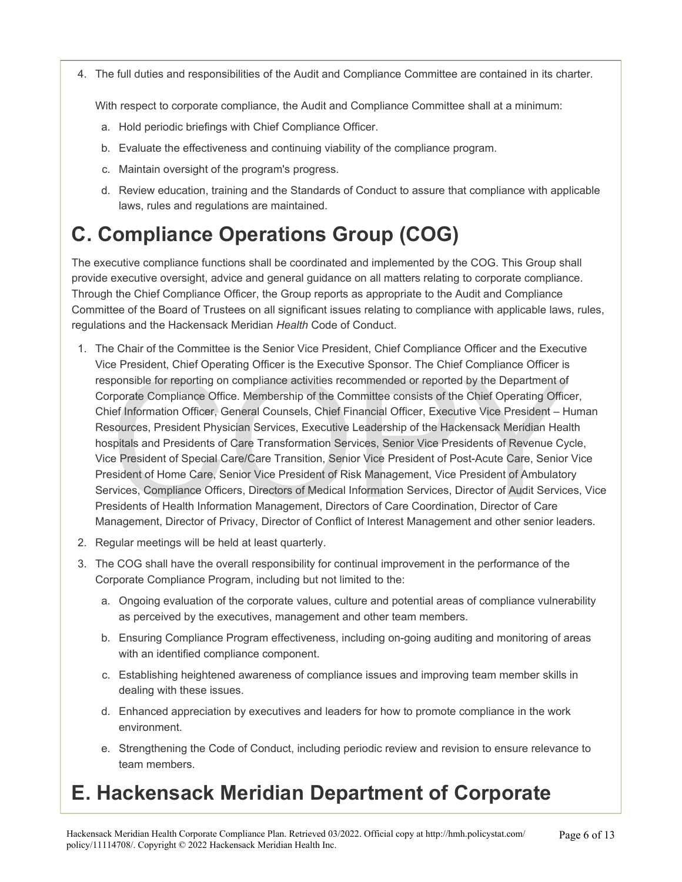4. The full duties and responsibilities of the Audit and Compliance Committee are contained in its charter.

   With respect to corporate compliance, the Audit and Compliance Committee shall at a minimum:

   a. Hold periodic briefings with Chief Compliance Officer.

   b. Evaluate the effectiveness and continuing viability of the compliance program.

   c. Maintain oversight of the program's progress.

   d. Review education, training and the Standards of Conduct to assure that compliance with applicable laws, rules and regulations are maintained.

# C. Compliance Operations Group (COG)

The executive compliance functions shall be coordinated and implemented by the COG. This Group shall provide executive oversight, advice and general guidance on all matters relating to corporate compliance. Through the Chief Compliance Officer, the Group reports as appropriate to the Audit and Compliance Committee of the Board of Trustees on all significant issues relating to compliance with applicable laws, rules, regulations and the Hackensack Meridian *Health* Code of Conduct.

1. The Chair of the Committee is the Senior Vice President, Chief Compliance Officer and the Executive Vice President, Chief Operating Officer is the Executive Sponsor. The Chief Compliance Officer is responsible for reporting on compliance activities recommended or reported by the Department of Corporate Compliance Office. Membership of the Committee consists of the Chief Operating Officer, Chief Information Officer, General Counsels, Chief Financial Officer, Executive Vice President – Human Resources, President Physician Services, Executive Leadership of the Hackensack Meridian Health hospitals and Presidents of Care Transformation Services, Senior Vice Presidents of Revenue Cycle, Vice President of Special Care/Care Transition, Senior Vice President of Post-Acute Care, Senior Vice President of Home Care, Senior Vice President of Risk Management, Vice President of Ambulatory Services, Compliance Officers, Directors of Medical Information Services, Director of Audit Services, Vice Presidents of Health Information Management, Directors of Care Coordination, Director of Care Management, Director of Privacy, Director of Conflict of Interest Management and other senior leaders.
2. Regular meetings will be held at least quarterly.
3. The COG shall have the overall responsibility for continual improvement in the performance of the Corporate Compliance Program, including but not limited to the:

   a. Ongoing evaluation of the corporate values, culture and potential areas of compliance vulnerability as perceived by the executives, management and other team members.

   b. Ensuring Compliance Program effectiveness, including on-going auditing and monitoring of areas with an identified compliance component.

   c. Establishing heightened awareness of compliance issues and improving team member skills in dealing with these issues.

   d. Enhanced appreciation by executives and leaders for how to promote compliance in the work environment.

   e. Strengthening the Code of Conduct, including periodic review and revision to ensure relevance to team members.

# E. Hackensack Meridian Department of Corporate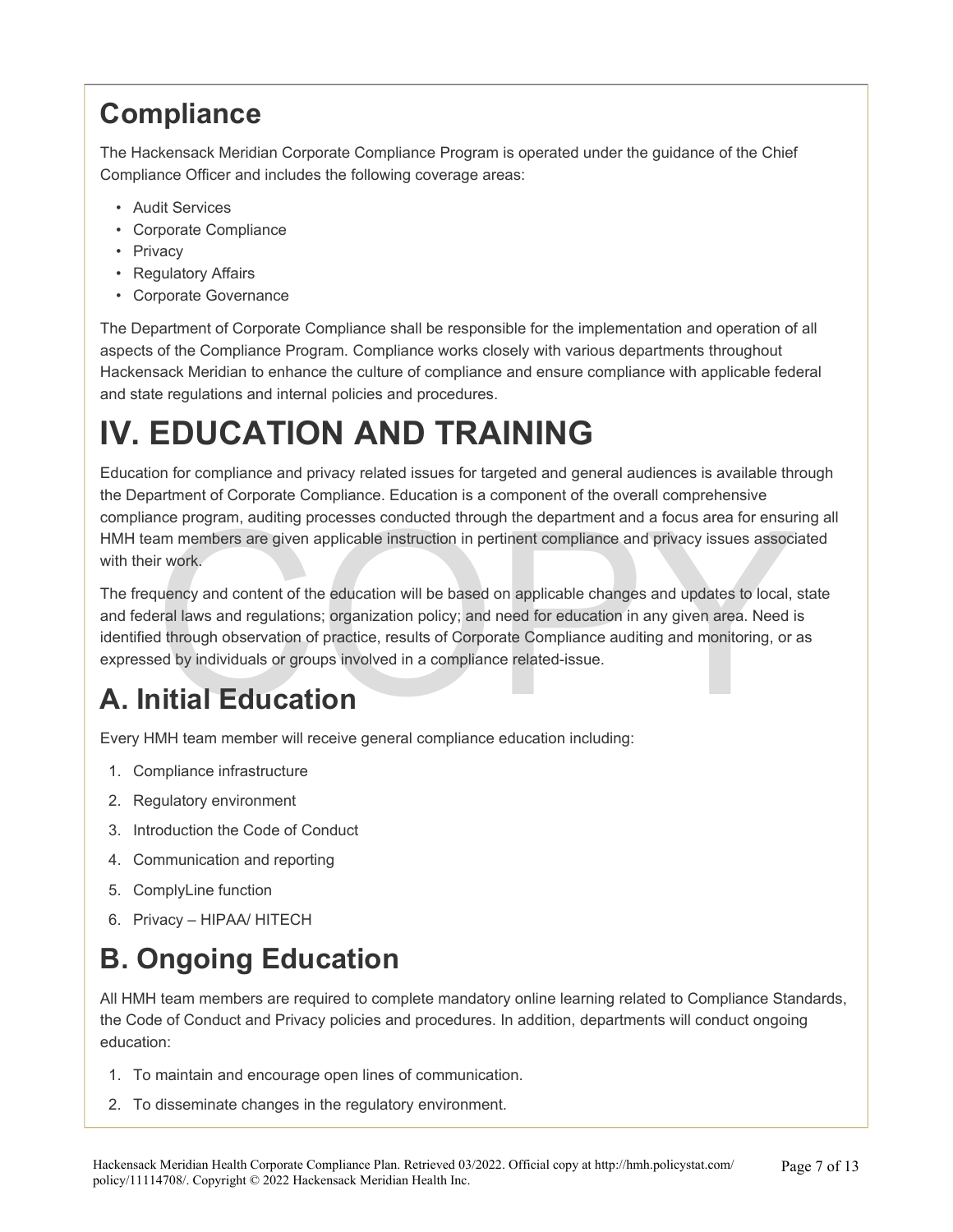## Compliance

The Hackensack Meridian Corporate Compliance Program is operated under the guidance of the Chief Compliance Officer and includes the following coverage areas:

- Audit Services
- Corporate Compliance
- Privacy
- Regulatory Affairs
- Corporate Governance

The Department of Corporate Compliance shall be responsible for the implementation and operation of all aspects of the Compliance Program. Compliance works closely with various departments throughout Hackensack Meridian to enhance the culture of compliance and ensure compliance with applicable federal and state regulations and internal policies and procedures.

# IV. EDUCATION AND TRAINING

Education for compliance and privacy related issues for targeted and general audiences is available through the Department of Corporate Compliance. Education is a component of the overall comprehensive compliance program, auditing processes conducted through the department and a focus area for ensuring all HMH team members are given applicable instruction in pertinent compliance and privacy issues associated with their work.

The frequency and content of the education will be based on applicable changes and updates to local, state and federal laws and regulations; organization policy; and need for education in any given area. Need is identified through observation of practice, results of Corporate Compliance auditing and monitoring, or as expressed by individuals or groups involved in a compliance related-issue.

## A. Initial Education

Every HMH team member will receive general compliance education including:

1. Compliance infrastructure
2. Regulatory environment
3. Introduction the Code of Conduct
4. Communication and reporting
5. ComplyLine function
6. Privacy – HIPAA/ HITECH

## B. Ongoing Education

All HMH team members are required to complete mandatory online learning related to Compliance Standards, the Code of Conduct and Privacy policies and procedures. In addition, departments will conduct ongoing education:

1. To maintain and encourage open lines of communication.
2. To disseminate changes in the regulatory environment.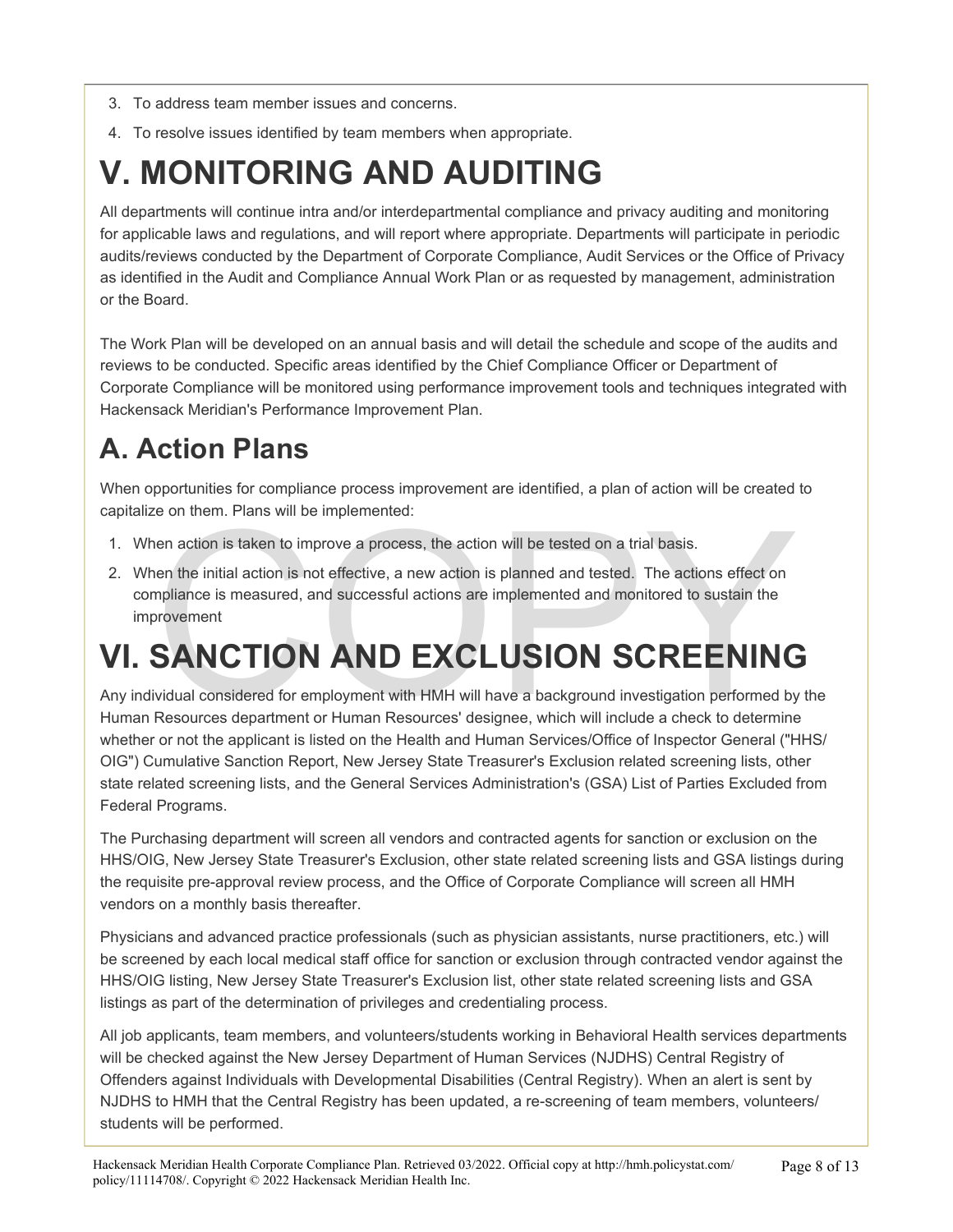3. To address team member issues and concerns.
4. To resolve issues identified by team members when appropriate.

# V. MONITORING AND AUDITING

All departments will continue intra and/or interdepartmental compliance and privacy auditing and monitoring for applicable laws and regulations, and will report where appropriate. Departments will participate in periodic audits/reviews conducted by the Department of Corporate Compliance, Audit Services or the Office of Privacy as identified in the Audit and Compliance Annual Work Plan or as requested by management, administration or the Board.

The Work Plan will be developed on an annual basis and will detail the schedule and scope of the audits and reviews to be conducted. Specific areas identified by the Chief Compliance Officer or Department of Corporate Compliance will be monitored using performance improvement tools and techniques integrated with Hackensack Meridian's Performance Improvement Plan.

## A. Action Plans

When opportunities for compliance process improvement are identified, a plan of action will be created to capitalize on them. Plans will be implemented:

1. When action is taken to improve a process, the action will be tested on a trial basis.
2. When the initial action is not effective, a new action is planned and tested. The actions effect on compliance is measured, and successful actions are implemented and monitored to sustain the improvement

# VI. SANCTION AND EXCLUSION SCREENING

Any individual considered for employment with HMH will have a background investigation performed by the Human Resources department or Human Resources' designee, which will include a check to determine whether or not the applicant is listed on the Health and Human Services/Office of Inspector General ("HHS/OIG") Cumulative Sanction Report, New Jersey State Treasurer's Exclusion related screening lists, other state related screening lists, and the General Services Administration's (GSA) List of Parties Excluded from Federal Programs.

The Purchasing department will screen all vendors and contracted agents for sanction or exclusion on the HHS/OIG, New Jersey State Treasurer's Exclusion, other state related screening lists and GSA listings during the requisite pre-approval review process, and the Office of Corporate Compliance will screen all HMH vendors on a monthly basis thereafter.

Physicians and advanced practice professionals (such as physician assistants, nurse practitioners, etc.) will be screened by each local medical staff office for sanction or exclusion through contracted vendor against the HHS/OIG listing, New Jersey State Treasurer's Exclusion list, other state related screening lists and GSA listings as part of the determination of privileges and credentialing process.

All job applicants, team members, and volunteers/students working in Behavioral Health services departments will be checked against the New Jersey Department of Human Services (NJDHS) Central Registry of Offenders against Individuals with Developmental Disabilities (Central Registry). When an alert is sent by NJDHS to HMH that the Central Registry has been updated, a re-screening of team members, volunteers/students will be performed.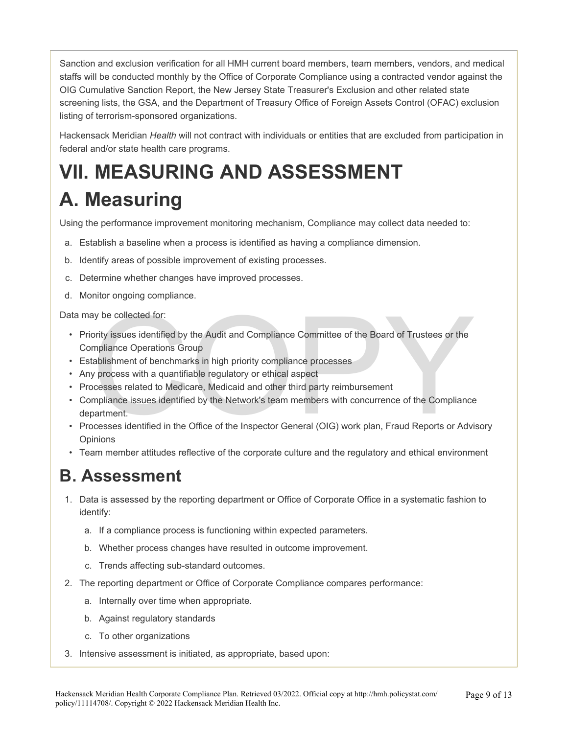Sanction and exclusion verification for all HMH current board members, team members, vendors, and medical staffs will be conducted monthly by the Office of Corporate Compliance using a contracted vendor against the OIG Cumulative Sanction Report, the New Jersey State Treasurer's Exclusion and other related state screening lists, the GSA, and the Department of Treasury Office of Foreign Assets Control (OFAC) exclusion listing of terrorism-sponsored organizations.

Hackensack Meridian *Health* will not contract with individuals or entities that are excluded from participation in federal and/or state health care programs.

# VII. MEASURING AND ASSESSMENT

# A. Measuring

Using the performance improvement monitoring mechanism, Compliance may collect data needed to:

a. Establish a baseline when a process is identified as having a compliance dimension.

b. Identify areas of possible improvement of existing processes.

c. Determine whether changes have improved processes.

d. Monitor ongoing compliance.

Data may be collected for:

- Priority issues identified by the Audit and Compliance Committee of the Board of Trustees or the Compliance Operations Group
- Establishment of benchmarks in high priority compliance processes
- Any process with a quantifiable regulatory or ethical aspect
- Processes related to Medicare, Medicaid and other third party reimbursement
- Compliance issues identified by the Network's team members with concurrence of the Compliance department.
- Processes identified in the Office of the Inspector General (OIG) work plan, Fraud Reports or Advisory Opinions
- Team member attitudes reflective of the corporate culture and the regulatory and ethical environment

## B. Assessment

1. Data is assessed by the reporting department or Office of Corporate Office in a systematic fashion to identify:

    a. If a compliance process is functioning within expected parameters.

    b. Whether process changes have resulted in outcome improvement.

    c. Trends affecting sub-standard outcomes.

2. The reporting department or Office of Corporate Compliance compares performance:

    a. Internally over time when appropriate.

    b. Against regulatory standards

    c. To other organizations

3. Intensive assessment is initiated, as appropriate, based upon: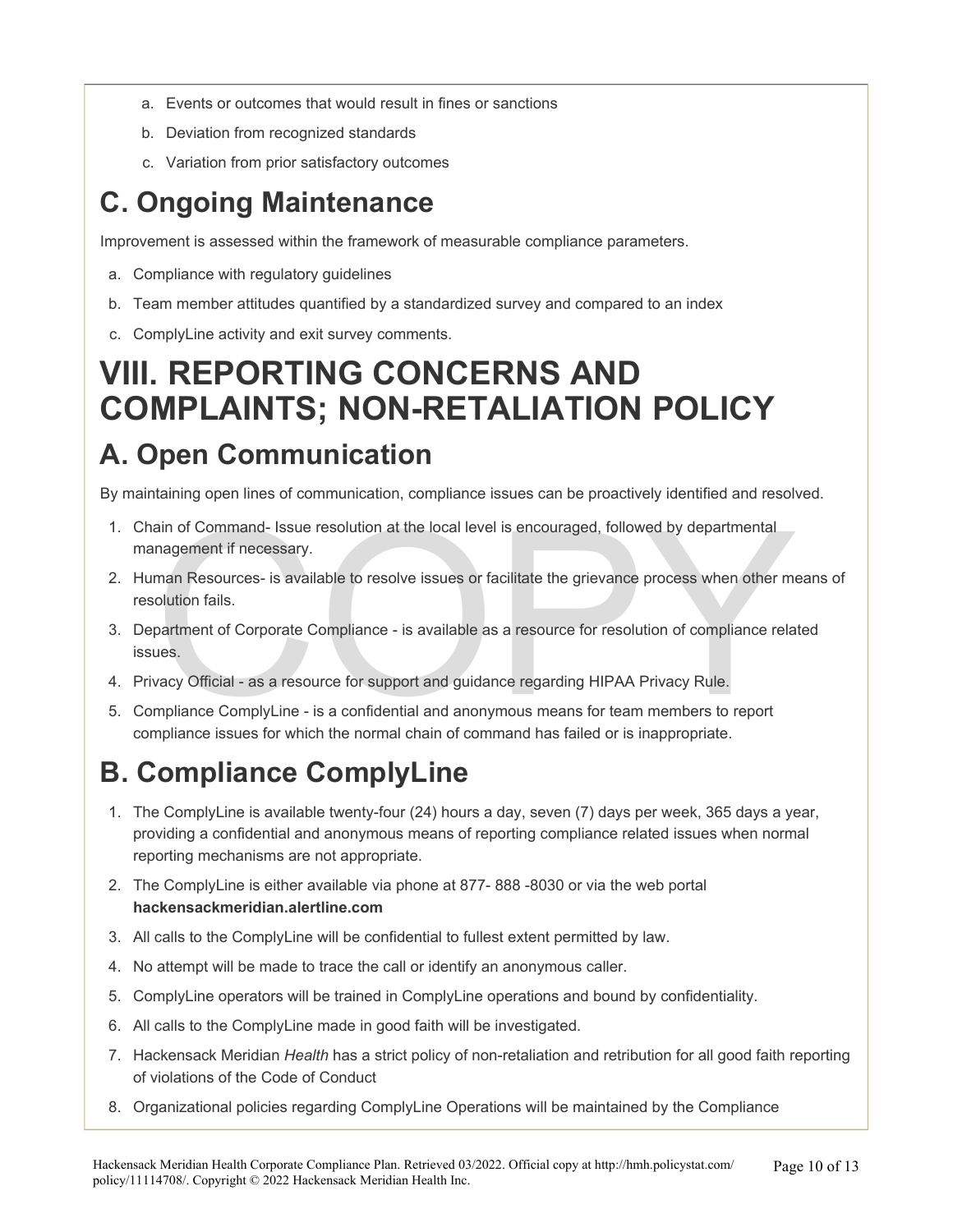a. Events or outcomes that would result in fines or sanctions
b. Deviation from recognized standards
c. Variation from prior satisfactory outcomes

## C. Ongoing Maintenance

Improvement is assessed within the framework of measurable compliance parameters.

a. Compliance with regulatory guidelines
b. Team member attitudes quantified by a standardized survey and compared to an index
c. ComplyLine activity and exit survey comments.

# VIII. REPORTING CONCERNS AND COMPLAINTS; NON-RETALIATION POLICY

## A. Open Communication

By maintaining open lines of communication, compliance issues can be proactively identified and resolved.

1. Chain of Command- Issue resolution at the local level is encouraged, followed by departmental management if necessary.
2. Human Resources- is available to resolve issues or facilitate the grievance process when other means of resolution fails.
3. Department of Corporate Compliance - is available as a resource for resolution of compliance related issues.
4. Privacy Official - as a resource for support and guidance regarding HIPAA Privacy Rule.
5. Compliance ComplyLine - is a confidential and anonymous means for team members to report compliance issues for which the normal chain of command has failed or is inappropriate.

## B. Compliance ComplyLine

1. The ComplyLine is available twenty-four (24) hours a day, seven (7) days per week, 365 days a year, providing a confidential and anonymous means of reporting compliance related issues when normal reporting mechanisms are not appropriate.
2. The ComplyLine is either available via phone at 877- 888 -8030 or via the web portal **hackensackmeridian.alertline.com**
3. All calls to the ComplyLine will be confidential to fullest extent permitted by law.
4. No attempt will be made to trace the call or identify an anonymous caller.
5. ComplyLine operators will be trained in ComplyLine operations and bound by confidentiality.
6. All calls to the ComplyLine made in good faith will be investigated.
7. Hackensack Meridian *Health* has a strict policy of non-retaliation and retribution for all good faith reporting of violations of the Code of Conduct
8. Organizational policies regarding ComplyLine Operations will be maintained by the Compliance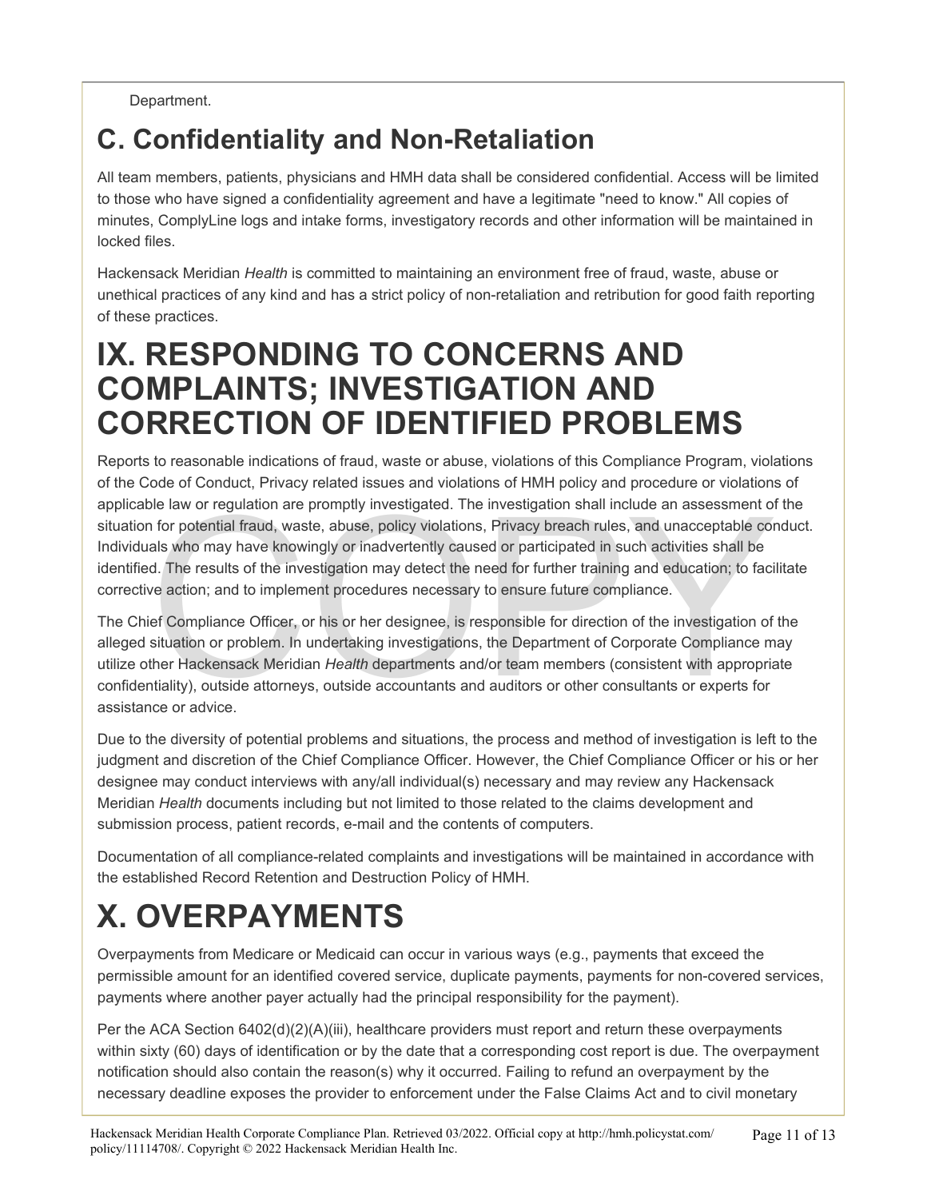Department.

## C. Confidentiality and Non-Retaliation

All team members, patients, physicians and HMH data shall be considered confidential. Access will be limited to those who have signed a confidentiality agreement and have a legitimate "need to know." All copies of minutes, ComplyLine logs and intake forms, investigatory records and other information will be maintained in locked files.

Hackensack Meridian *Health* is committed to maintaining an environment free of fraud, waste, abuse or unethical practices of any kind and has a strict policy of non-retaliation and retribution for good faith reporting of these practices.

# IX. RESPONDING TO CONCERNS AND COMPLAINTS; INVESTIGATION AND CORRECTION OF IDENTIFIED PROBLEMS

Reports to reasonable indications of fraud, waste or abuse, violations of this Compliance Program, violations of the Code of Conduct, Privacy related issues and violations of HMH policy and procedure or violations of applicable law or regulation are promptly investigated. The investigation shall include an assessment of the situation for potential fraud, waste, abuse, policy violations, Privacy breach rules, and unacceptable conduct. Individuals who may have knowingly or inadvertently caused or participated in such activities shall be identified. The results of the investigation may detect the need for further training and education; to facilitate corrective action; and to implement procedures necessary to ensure future compliance.

The Chief Compliance Officer, or his or her designee, is responsible for direction of the investigation of the alleged situation or problem. In undertaking investigations, the Department of Corporate Compliance may utilize other Hackensack Meridian *Health* departments and/or team members (consistent with appropriate confidentiality), outside attorneys, outside accountants and auditors or other consultants or experts for assistance or advice.

Due to the diversity of potential problems and situations, the process and method of investigation is left to the judgment and discretion of the Chief Compliance Officer. However, the Chief Compliance Officer or his or her designee may conduct interviews with any/all individual(s) necessary and may review any Hackensack Meridian *Health* documents including but not limited to those related to the claims development and submission process, patient records, e-mail and the contents of computers.

Documentation of all compliance-related complaints and investigations will be maintained in accordance with the established Record Retention and Destruction Policy of HMH.

# X. OVERPAYMENTS

Overpayments from Medicare or Medicaid can occur in various ways (e.g., payments that exceed the permissible amount for an identified covered service, duplicate payments, payments for non-covered services, payments where another payer actually had the principal responsibility for the payment).

Per the ACA Section 6402(d)(2)(A)(iii), healthcare providers must report and return these overpayments within sixty (60) days of identification or by the date that a corresponding cost report is due. The overpayment notification should also contain the reason(s) why it occurred. Failing to refund an overpayment by the necessary deadline exposes the provider to enforcement under the False Claims Act and to civil monetary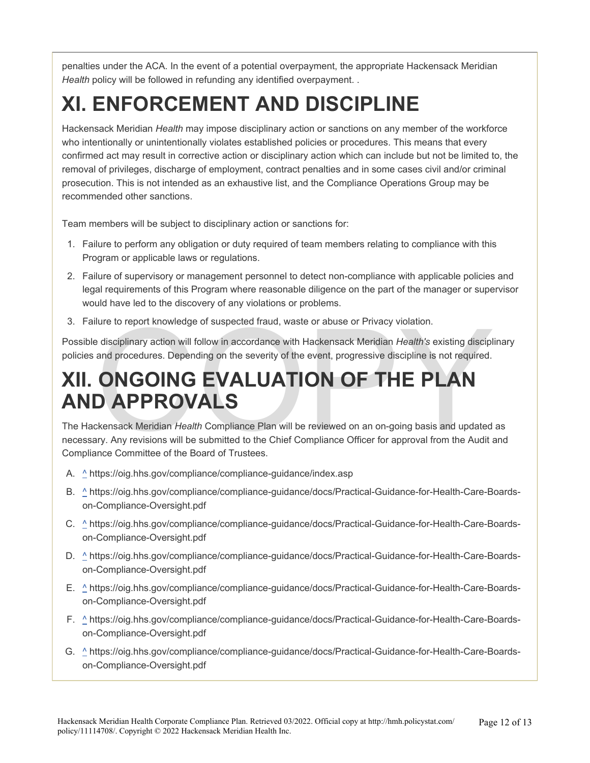penalties under the ACA. In the event of a potential overpayment, the appropriate Hackensack Meridian *Health* policy will be followed in refunding any identified overpayment. .

# XI. ENFORCEMENT AND DISCIPLINE

Hackensack Meridian *Health* may impose disciplinary action or sanctions on any member of the workforce who intentionally or unintentionally violates established policies or procedures. This means that every confirmed act may result in corrective action or disciplinary action which can include but not be limited to, the removal of privileges, discharge of employment, contract penalties and in some cases civil and/or criminal prosecution. This is not intended as an exhaustive list, and the Compliance Operations Group may be recommended other sanctions.

Team members will be subject to disciplinary action or sanctions for:

1. Failure to perform any obligation or duty required of team members relating to compliance with this Program or applicable laws or regulations.
2. Failure of supervisory or management personnel to detect non-compliance with applicable policies and legal requirements of this Program where reasonable diligence on the part of the manager or supervisor would have led to the discovery of any violations or problems.
3. Failure to report knowledge of suspected fraud, waste or abuse or Privacy violation.

Possible disciplinary action will follow in accordance with Hackensack Meridian *Health's* existing disciplinary policies and procedures. Depending on the severity of the event, progressive discipline is not required.

# XII. ONGOING EVALUATION OF THE PLAN AND APPROVALS

The Hackensack Meridian *Health* Compliance Plan will be reviewed on an on-going basis and updated as necessary. Any revisions will be submitted to the Chief Compliance Officer for approval from the Audit and Compliance Committee of the Board of Trustees.

A. ^ https://oig.hhs.gov/compliance/compliance-guidance/index.asp

B. ^ https://oig.hhs.gov/compliance/compliance-guidance/docs/Practical-Guidance-for-Health-Care-Boards-on-Compliance-Oversight.pdf

C. ^ https://oig.hhs.gov/compliance/compliance-guidance/docs/Practical-Guidance-for-Health-Care-Boards-on-Compliance-Oversight.pdf

D. ^ https://oig.hhs.gov/compliance/compliance-guidance/docs/Practical-Guidance-for-Health-Care-Boards-on-Compliance-Oversight.pdf

E. ^ https://oig.hhs.gov/compliance/compliance-guidance/docs/Practical-Guidance-for-Health-Care-Boards-on-Compliance-Oversight.pdf

F. ^ https://oig.hhs.gov/compliance/compliance-guidance/docs/Practical-Guidance-for-Health-Care-Boards-on-Compliance-Oversight.pdf

G. ^ https://oig.hhs.gov/compliance/compliance-guidance/docs/Practical-Guidance-for-Health-Care-Boards-on-Compliance-Oversight.pdf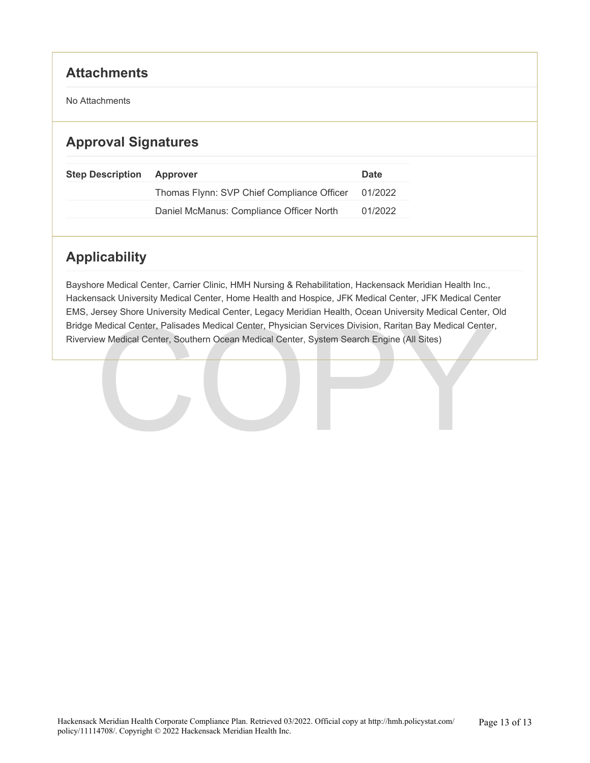## Attachments

No Attachments

## Approval Signatures

| Step Description | Approver | Date |
|---|---|---|
| | Thomas Flynn: SVP Chief Compliance Officer | 01/2022 |
| | Daniel McManus: Compliance Officer North | 01/2022 |

## Applicability

Bayshore Medical Center, Carrier Clinic, HMH Nursing & Rehabilitation, Hackensack Meridian Health Inc., Hackensack University Medical Center, Home Health and Hospice, JFK Medical Center, JFK Medical Center EMS, Jersey Shore University Medical Center, Legacy Meridian Health, Ocean University Medical Center, Old Bridge Medical Center, Palisades Medical Center, Physician Services Division, Raritan Bay Medical Center, Riverview Medical Center, Southern Ocean Medical Center, System Search Engine (All Sites)